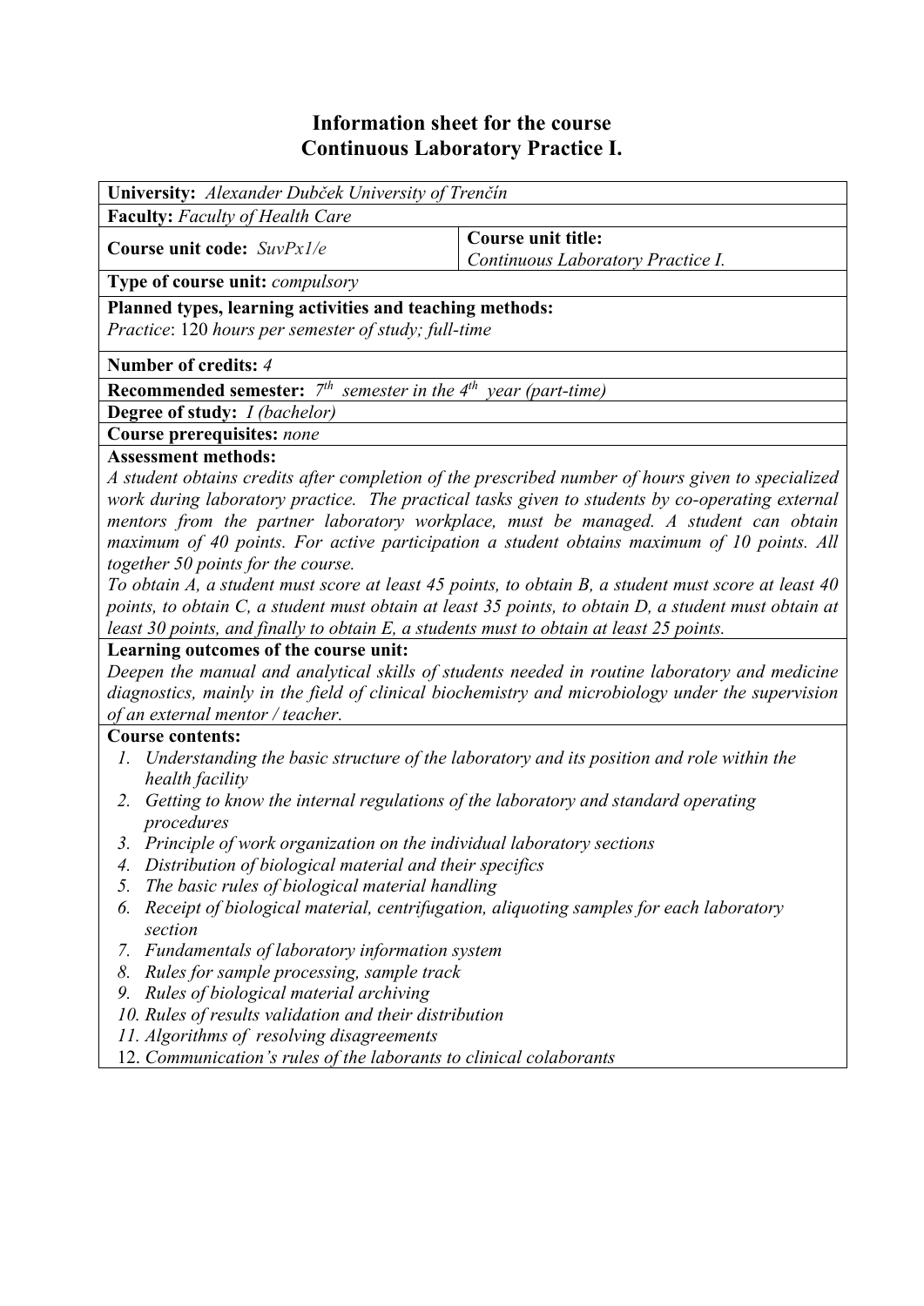# Information sheet for the course
# Continuous Laboratory Practice I.

**University:** *Alexander Dubček University of Trenčín*

**Faculty:** *Faculty of Health Care*

| **Course unit code:** *SuvPx1/e* | **Course unit title:** *Continuous Laboratory Practice I.* |
|---|---|

**Type of course unit:** *compulsory*

**Planned types, learning activities and teaching methods:**
*Practice*: 120 *hours per semester of study; full-time*

**Number of credits:** *4*

**Recommended semester:** *7th semester in the 4th year (part-time)*

**Degree of study:** *I (bachelor)*

**Course prerequisites:** *none*

**Assessment methods:**
*A student obtains credits after completion of the prescribed number of hours given to specialized work during laboratory practice. The practical tasks given to students by co-operating external mentors from the partner laboratory workplace, must be managed. A student can obtain maximum of 40 points. For active participation a student obtains maximum of 10 points. All together 50 points for the course.*
*To obtain A, a student must score at least 45 points, to obtain B, a student must score at least 40 points, to obtain C, a student must obtain at least 35 points, to obtain D, a student must obtain at least 30 points, and finally to obtain E, a students must to obtain at least 25 points.*

**Learning outcomes of the course unit:**
*Deepen the manual and analytical skills of students needed in routine laboratory and medicine diagnostics, mainly in the field of clinical biochemistry and microbiology under the supervision of an external mentor / teacher.*

**Course contents:**

1. *Understanding the basic structure of the laboratory and its position and role within the health facility*
2. *Getting to know the internal regulations of the laboratory and standard operating procedures*
3. *Principle of work organization on the individual laboratory sections*
4. *Distribution of biological material and their specifics*
5. *The basic rules of biological material handling*
6. *Receipt of biological material, centrifugation, aliquoting samples for each laboratory section*
7. *Fundamentals of laboratory information system*
8. *Rules for sample processing, sample track*
9. *Rules of biological material archiving*
10. *Rules of results validation and their distribution*
11. *Algorithms of resolving disagreements*
12. *Communication's rules of the laborants to clinical colaborants*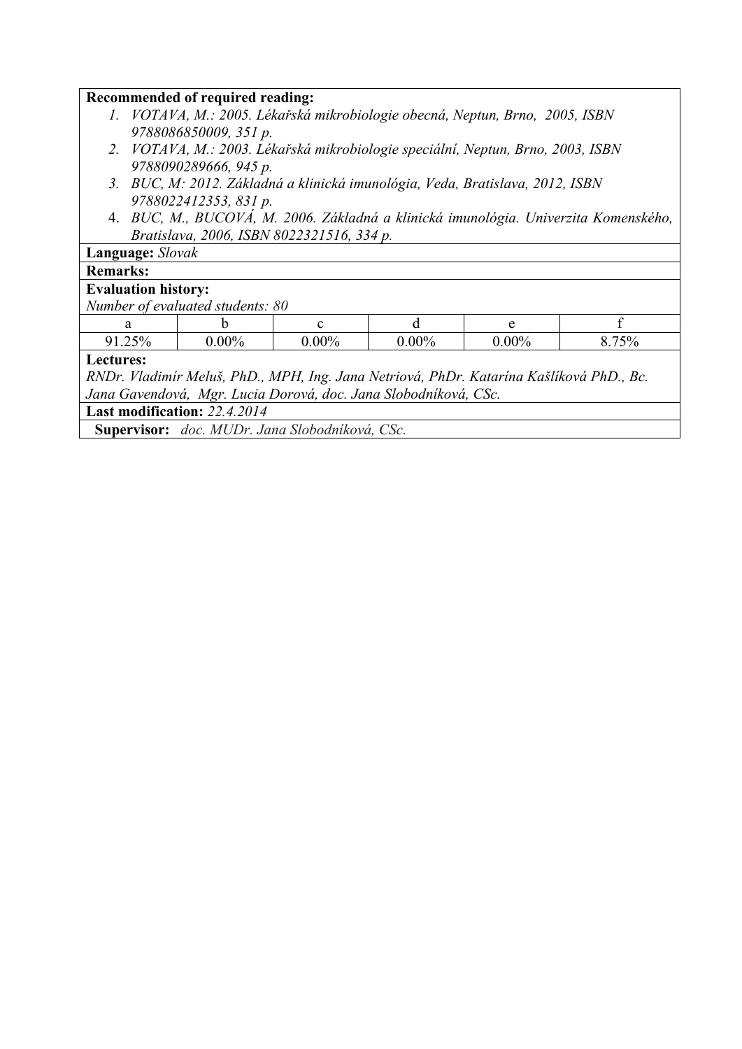**Recommended of required reading:**

1. *VOTAVA, M.: 2005. Lékařská mikrobiologie obecná, Neptun, Brno, 2005, ISBN 9788086850009, 351 p.*
2. *VOTAVA, M.: 2003. Lékařská mikrobiologie speciální, Neptun, Brno, 2003, ISBN 9788090289666, 945 p.*
3. *BUC, M: 2012. Základná a klinická imunológia, Veda, Bratislava, 2012, ISBN 9788022412353, 831 p.*
4. *BUC, M., BUCOVÁ, M. 2006. Základná a klinická imunológia. Univerzita Komenského, Bratislava, 2006, ISBN 8022321516, 334 p.*

**Language:** *Slovak*

**Remarks:**

**Evaluation history:**
*Number of evaluated students: 80*

| a | b | c | d | e | f |
|---|---|---|---|---|---|
| 91.25% | 0.00% | 0.00% | 0.00% | 0.00% | 8.75% |

**Lectures:**
*RNDr. Vladimír Meluš, PhD., MPH, Ing. Jana Netriová, PhDr. Katarína Kašlíková PhD., Bc. Jana Gavendová, Mgr. Lucia Dorová, doc. Jana Slobodníková, CSc.*

**Last modification:** *22.4.2014*

**Supervisor:** *doc. MUDr. Jana Slobodníková, CSc.*